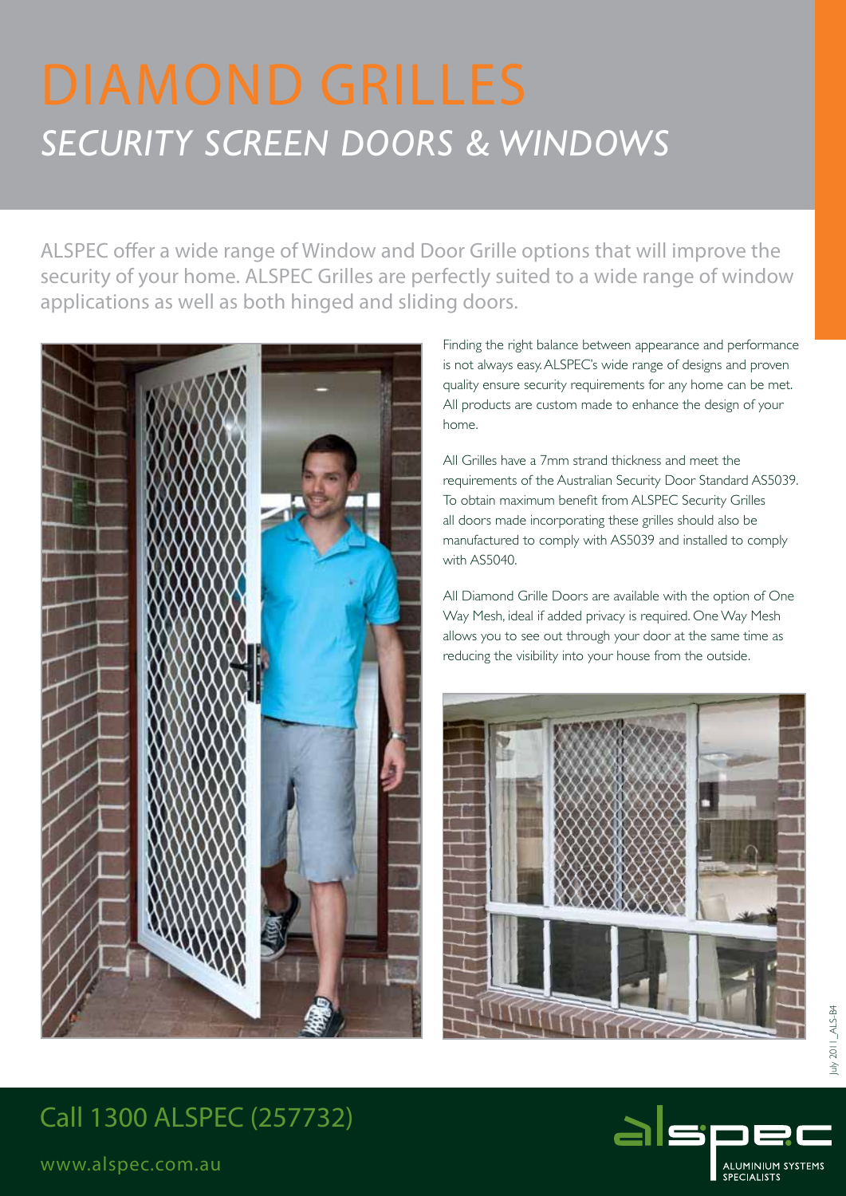# DIAMOND GRILLES

## *SECURITY SCREEN DOORS & WINDOWS*

ALSPEC offer a wide range of Window and Door Grille options that will improve the security of your home. ALSPEC Grilles are perfectly suited to a wide range of window applications as well as both hinged and sliding doors.

Finding the right balance between appearance and performance is not always easy. ALSPEC's wide range of designs and proven quality ensure security requirements for any home can be met. All products are custom made to enhance the design of your home.

All Grilles have a 7mm strand thickness and meet the requirements of the Australian Security Door Standard AS5039. To obtain maximum benefit from ALSPEC Security Grilles all doors made incorporating these grilles should also be manufactured to comply with AS5039 and installed to comply with AS5040.

All Diamond Grille Doors are available with the option of One Way Mesh, ideal if added privacy is required. One Way Mesh allows you to see out through your door at the same time as reducing the visibility into your house from the outside.

July 2011_ALS-B4

Call 1300 ALSPEC (257732)

www.alspec.com.au

alspec ALUMINIUM SYSTEMS SPECIALISTS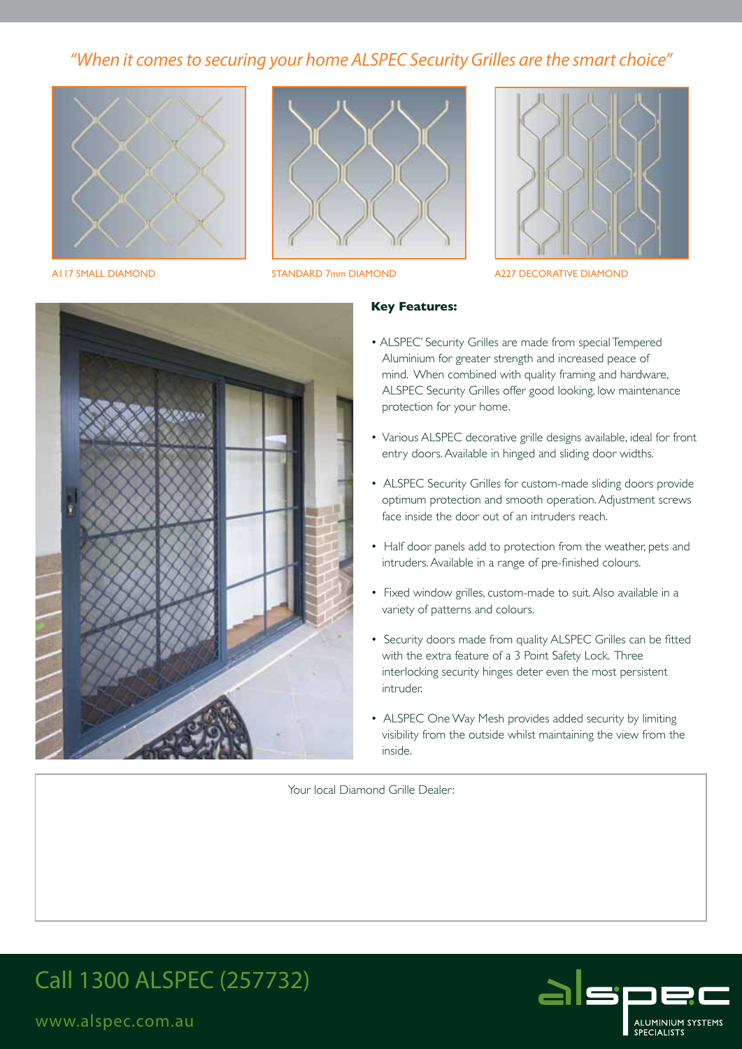*"When it comes to securing your home ALSPEC Security Grilles are the smart choice"*

A117 SMALL DIAMOND

STANDARD 7mm DIAMOND

A227 DECORATIVE DIAMOND

**Key Features:**

- ALSPEC' Security Grilles are made from special Tempered Aluminium for greater strength and increased peace of mind. When combined with quality framing and hardware, ALSPEC Security Grilles offer good looking, low maintenance protection for your home.
- Various ALSPEC decorative grille designs available, ideal for front entry doors. Available in hinged and sliding door widths.
- ALSPEC Security Grilles for custom-made sliding doors provide optimum protection and smooth operation. Adjustment screws face inside the door out of an intruders reach.
- Half door panels add to protection from the weather, pets and intruders. Available in a range of pre-finished colours.
- Fixed window grilles, custom-made to suit. Also available in a variety of patterns and colours.
- Security doors made from quality ALSPEC Grilles can be fitted with the extra feature of a 3 Point Safety Lock. Three interlocking security hinges deter even the most persistent intruder.
- ALSPEC One Way Mesh provides added security by limiting visibility from the outside whilst maintaining the view from the inside.

Your local Diamond Grille Dealer:

Call 1300 ALSPEC (257732)

www.alspec.com.au

alspec ALUMINIUM SYSTEMS SPECIALISTS